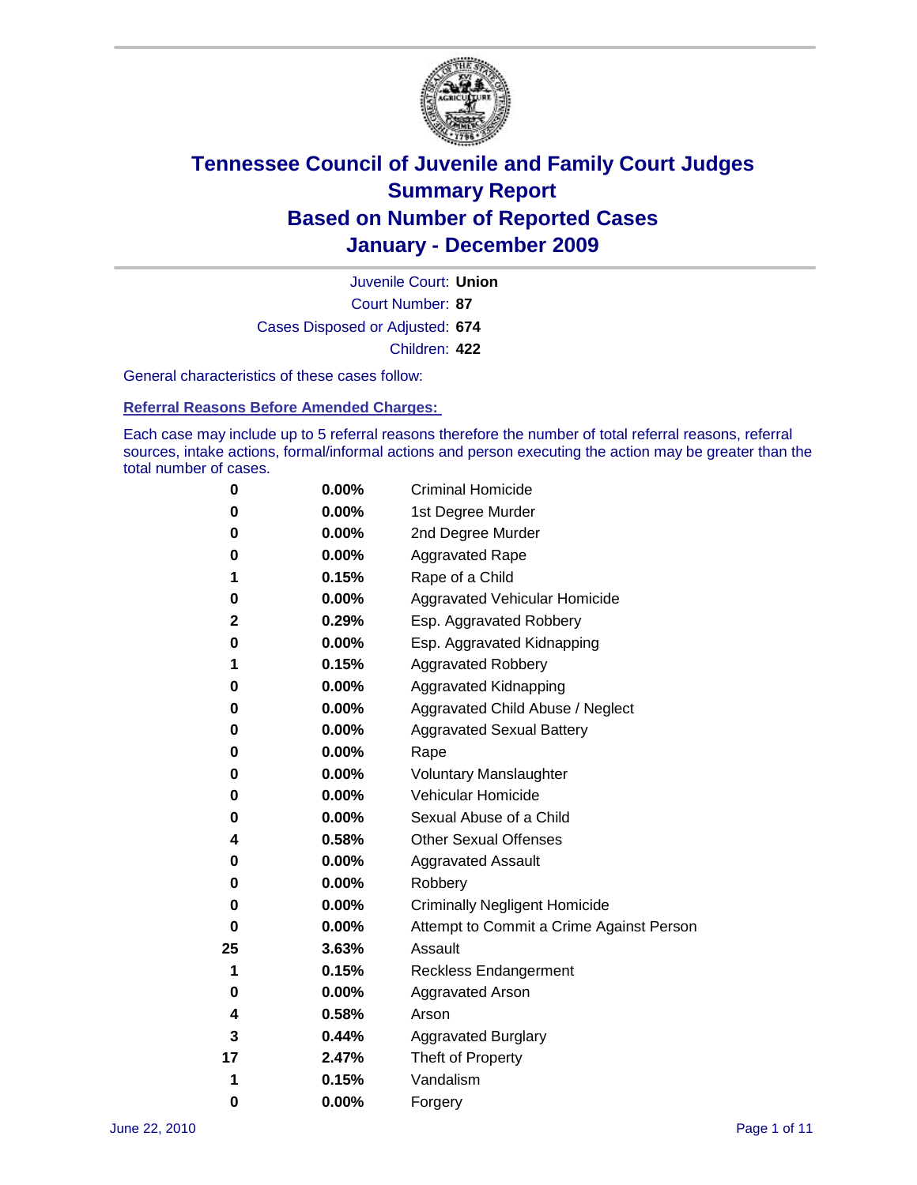# Tennessee Council of Juvenile and Family Court Judges
# Summary Report
# Based on Number of Reported Cases
# January - December 2009

Juvenile Court: **Union**

Court Number: **87**

Cases Disposed or Adjusted: **674**

Children: **422**

General characteristics of these cases follow:

## Referral Reasons Before Amended Charges:

Each case may include up to 5 referral reasons therefore the number of total referral reasons, referral sources, intake actions, formal/informal actions and person executing the action may be greater than the total number of cases.

| | | |
|---|---|---|
| 0 | 0.00% | Criminal Homicide |
| 0 | 0.00% | 1st Degree Murder |
| 0 | 0.00% | 2nd Degree Murder |
| 0 | 0.00% | Aggravated Rape |
| 1 | 0.15% | Rape of a Child |
| 0 | 0.00% | Aggravated Vehicular Homicide |
| 2 | 0.29% | Esp. Aggravated Robbery |
| 0 | 0.00% | Esp. Aggravated Kidnapping |
| 1 | 0.15% | Aggravated Robbery |
| 0 | 0.00% | Aggravated Kidnapping |
| 0 | 0.00% | Aggravated Child Abuse / Neglect |
| 0 | 0.00% | Aggravated Sexual Battery |
| 0 | 0.00% | Rape |
| 0 | 0.00% | Voluntary Manslaughter |
| 0 | 0.00% | Vehicular Homicide |
| 0 | 0.00% | Sexual Abuse of a Child |
| 4 | 0.58% | Other Sexual Offenses |
| 0 | 0.00% | Aggravated Assault |
| 0 | 0.00% | Robbery |
| 0 | 0.00% | Criminally Negligent Homicide |
| 0 | 0.00% | Attempt to Commit a Crime Against Person |
| 25 | 3.63% | Assault |
| 1 | 0.15% | Reckless Endangerment |
| 0 | 0.00% | Aggravated Arson |
| 4 | 0.58% | Arson |
| 3 | 0.44% | Aggravated Burglary |
| 17 | 2.47% | Theft of Property |
| 1 | 0.15% | Vandalism |
| 0 | 0.00% | Forgery |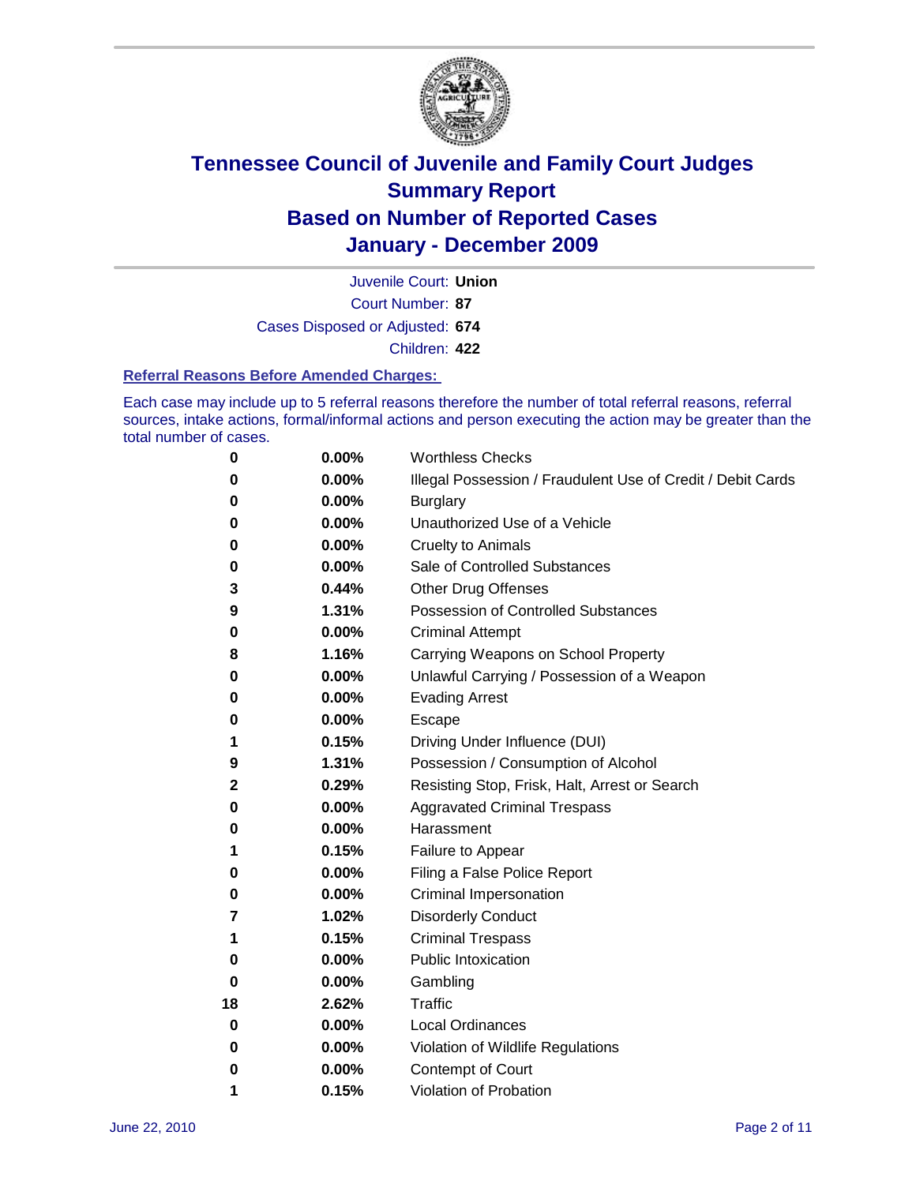# Tennessee Council of Juvenile and Family Court Judges
## Summary Report
## Based on Number of Reported Cases
## January - December 2009

Juvenile Court: **Union**

Court Number: **87**

Cases Disposed or Adjusted: **674**

Children: **422**

### Referral Reasons Before Amended Charges:

Each case may include up to 5 referral reasons therefore the number of total referral reasons, referral sources, intake actions, formal/informal actions and person executing the action may be greater than the total number of cases.

| Count | Percent | Referral Reason |
|---|---|---|
| 0 | 0.00% | Worthless Checks |
| 0 | 0.00% | Illegal Possession / Fraudulent Use of Credit / Debit Cards |
| 0 | 0.00% | Burglary |
| 0 | 0.00% | Unauthorized Use of a Vehicle |
| 0 | 0.00% | Cruelty to Animals |
| 0 | 0.00% | Sale of Controlled Substances |
| 3 | 0.44% | Other Drug Offenses |
| 9 | 1.31% | Possession of Controlled Substances |
| 0 | 0.00% | Criminal Attempt |
| 8 | 1.16% | Carrying Weapons on School Property |
| 0 | 0.00% | Unlawful Carrying / Possession of a Weapon |
| 0 | 0.00% | Evading Arrest |
| 0 | 0.00% | Escape |
| 1 | 0.15% | Driving Under Influence (DUI) |
| 9 | 1.31% | Possession / Consumption of Alcohol |
| 2 | 0.29% | Resisting Stop, Frisk, Halt, Arrest or Search |
| 0 | 0.00% | Aggravated Criminal Trespass |
| 0 | 0.00% | Harassment |
| 1 | 0.15% | Failure to Appear |
| 0 | 0.00% | Filing a False Police Report |
| 0 | 0.00% | Criminal Impersonation |
| 7 | 1.02% | Disorderly Conduct |
| 1 | 0.15% | Criminal Trespass |
| 0 | 0.00% | Public Intoxication |
| 0 | 0.00% | Gambling |
| 18 | 2.62% | Traffic |
| 0 | 0.00% | Local Ordinances |
| 0 | 0.00% | Violation of Wildlife Regulations |
| 0 | 0.00% | Contempt of Court |
| 1 | 0.15% | Violation of Probation |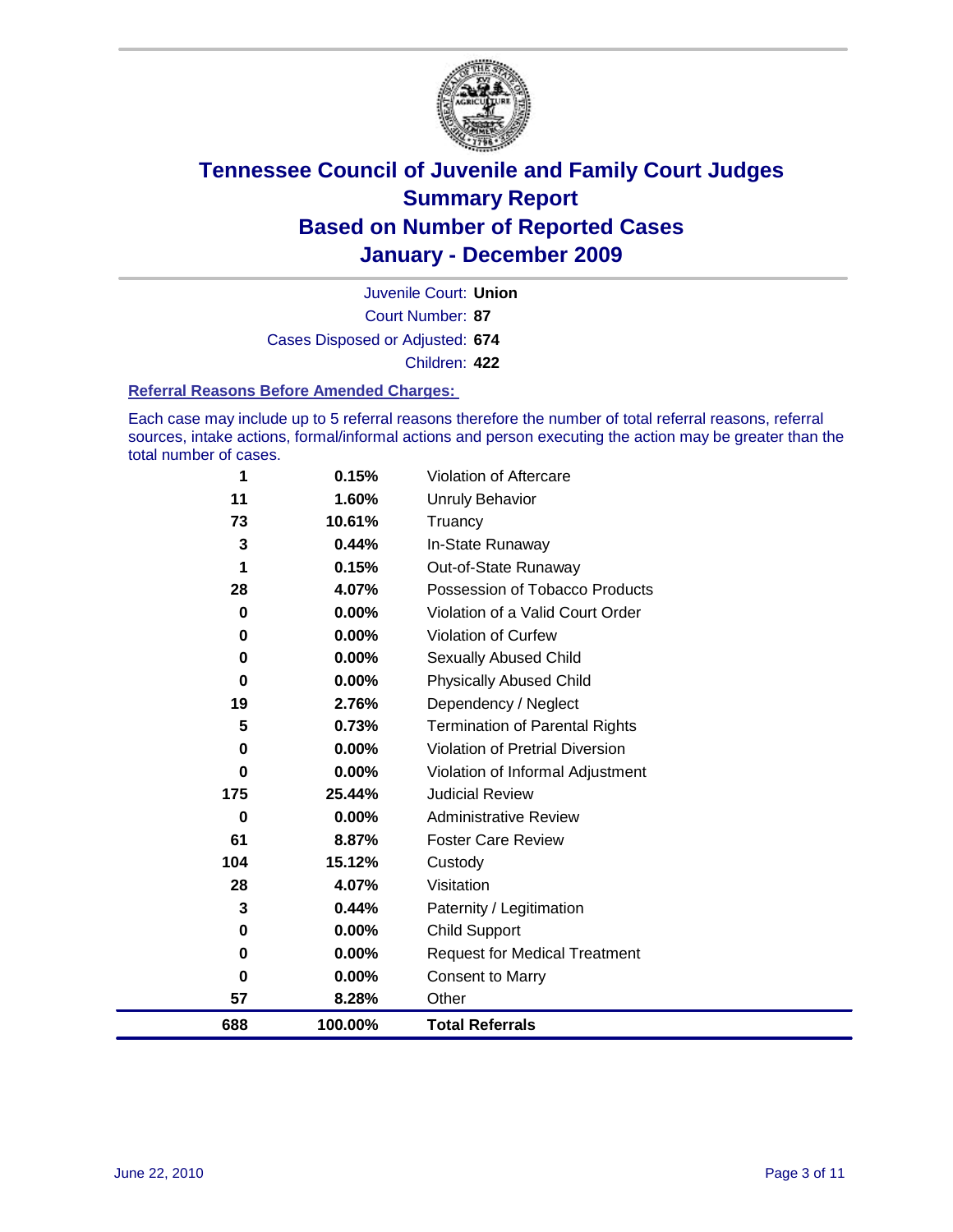# Tennessee Council of Juvenile and Family Court Judges
## Summary Report
## Based on Number of Reported Cases
## January - December 2009

Juvenile Court: **Union**

Court Number: **87**

Cases Disposed or Adjusted: **674**

Children: **422**

### Referral Reasons Before Amended Charges:

Each case may include up to 5 referral reasons therefore the number of total referral reasons, referral sources, intake actions, formal/informal actions and person executing the action may be greater than the total number of cases.

| Count | Percent | Referral Reason |
|---|---|---|
| 1 | 0.15% | Violation of Aftercare |
| 11 | 1.60% | Unruly Behavior |
| 73 | 10.61% | Truancy |
| 3 | 0.44% | In-State Runaway |
| 1 | 0.15% | Out-of-State Runaway |
| 28 | 4.07% | Possession of Tobacco Products |
| 0 | 0.00% | Violation of a Valid Court Order |
| 0 | 0.00% | Violation of Curfew |
| 0 | 0.00% | Sexually Abused Child |
| 0 | 0.00% | Physically Abused Child |
| 19 | 2.76% | Dependency / Neglect |
| 5 | 0.73% | Termination of Parental Rights |
| 0 | 0.00% | Violation of Pretrial Diversion |
| 0 | 0.00% | Violation of Informal Adjustment |
| 175 | 25.44% | Judicial Review |
| 0 | 0.00% | Administrative Review |
| 61 | 8.87% | Foster Care Review |
| 104 | 15.12% | Custody |
| 28 | 4.07% | Visitation |
| 3 | 0.44% | Paternity / Legitimation |
| 0 | 0.00% | Child Support |
| 0 | 0.00% | Request for Medical Treatment |
| 0 | 0.00% | Consent to Marry |
| 57 | 8.28% | Other |
| **688** | **100.00%** | **Total Referrals** |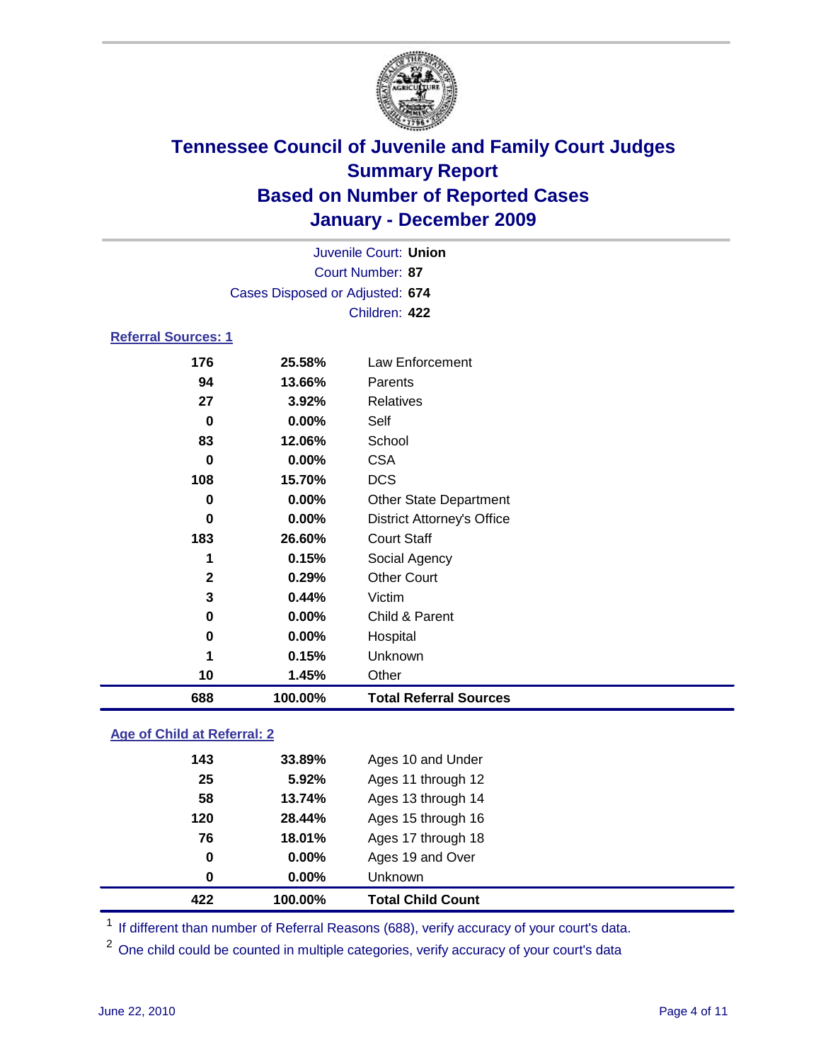# Tennessee Council of Juvenile and Family Court Judges
## Summary Report
## Based on Number of Reported Cases
## January - December 2009

Juvenile Court: **Union**
Court Number: **87**
Cases Disposed or Adjusted: **674**
Children: **422**

### Referral Sources: 1

| | | |
|---|---|---|
| **176** | **25.58%** | Law Enforcement |
| **94** | **13.66%** | Parents |
| **27** | **3.92%** | Relatives |
| **0** | **0.00%** | Self |
| **83** | **12.06%** | School |
| **0** | **0.00%** | CSA |
| **108** | **15.70%** | DCS |
| **0** | **0.00%** | Other State Department |
| **0** | **0.00%** | District Attorney's Office |
| **183** | **26.60%** | Court Staff |
| **1** | **0.15%** | Social Agency |
| **2** | **0.29%** | Other Court |
| **3** | **0.44%** | Victim |
| **0** | **0.00%** | Child & Parent |
| **0** | **0.00%** | Hospital |
| **1** | **0.15%** | Unknown |
| **10** | **1.45%** | Other |
| **688** | **100.00%** | **Total Referral Sources** |

### Age of Child at Referral: 2

| | | |
|---|---|---|
| **143** | **33.89%** | Ages 10 and Under |
| **25** | **5.92%** | Ages 11 through 12 |
| **58** | **13.74%** | Ages 13 through 14 |
| **120** | **28.44%** | Ages 15 through 16 |
| **76** | **18.01%** | Ages 17 through 18 |
| **0** | **0.00%** | Ages 19 and Over |
| **0** | **0.00%** | Unknown |
| **422** | **100.00%** | **Total Child Count** |

[1] If different than number of Referral Reasons (688), verify accuracy of your court's data.

[2] One child could be counted in multiple categories, verify accuracy of your court's data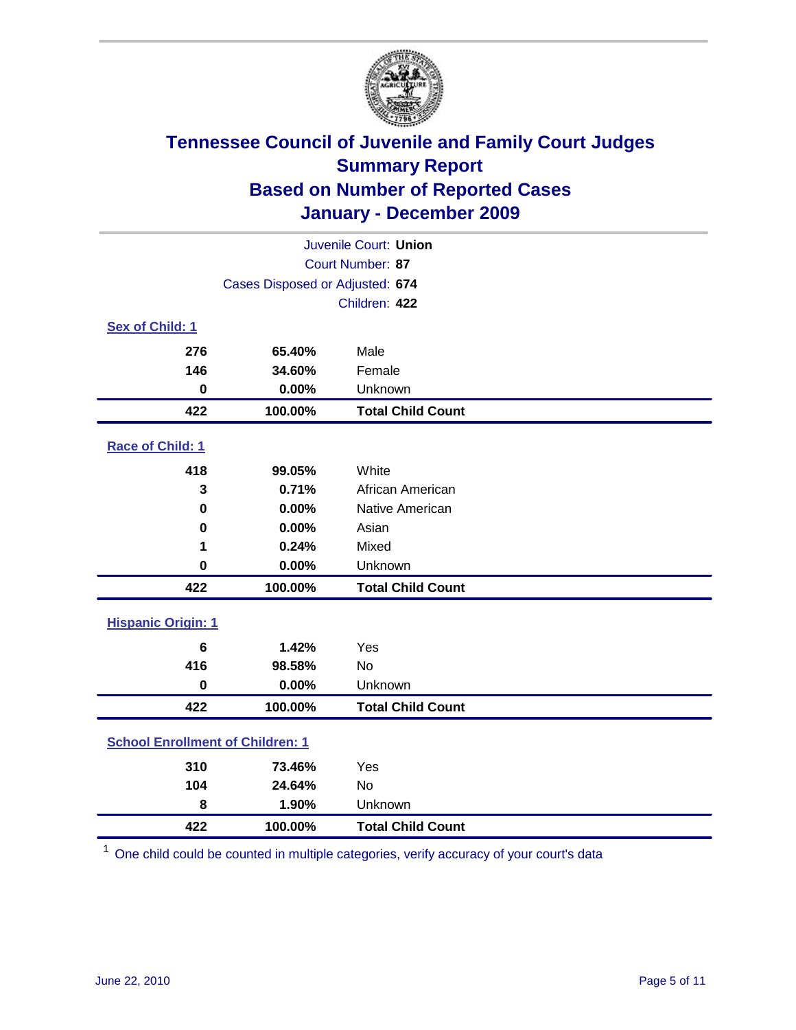# Tennessee Council of Juvenile and Family Court Judges
## Summary Report
## Based on Number of Reported Cases
## January - December 2009

Juvenile Court: **Union**
Court Number: **87**
Cases Disposed or Adjusted: **674**
Children: **422**

### Sex of Child: 1

| | | |
|---|---|---|
| 276 | 65.40% | Male |
| 146 | 34.60% | Female |
| 0 | 0.00% | Unknown |
| **422** | **100.00%** | **Total Child Count** |

### Race of Child: 1

| | | |
|---|---|---|
| 418 | 99.05% | White |
| 3 | 0.71% | African American |
| 0 | 0.00% | Native American |
| 0 | 0.00% | Asian |
| 1 | 0.24% | Mixed |
| 0 | 0.00% | Unknown |
| **422** | **100.00%** | **Total Child Count** |

### Hispanic Origin: 1

| | | |
|---|---|---|
| 6 | 1.42% | Yes |
| 416 | 98.58% | No |
| 0 | 0.00% | Unknown |
| **422** | **100.00%** | **Total Child Count** |

### School Enrollment of Children: 1

| | | |
|---|---|---|
| 310 | 73.46% | Yes |
| 104 | 24.64% | No |
| 8 | 1.90% | Unknown |
| **422** | **100.00%** | **Total Child Count** |

[1] One child could be counted in multiple categories, verify accuracy of your court's data

June 22, 2010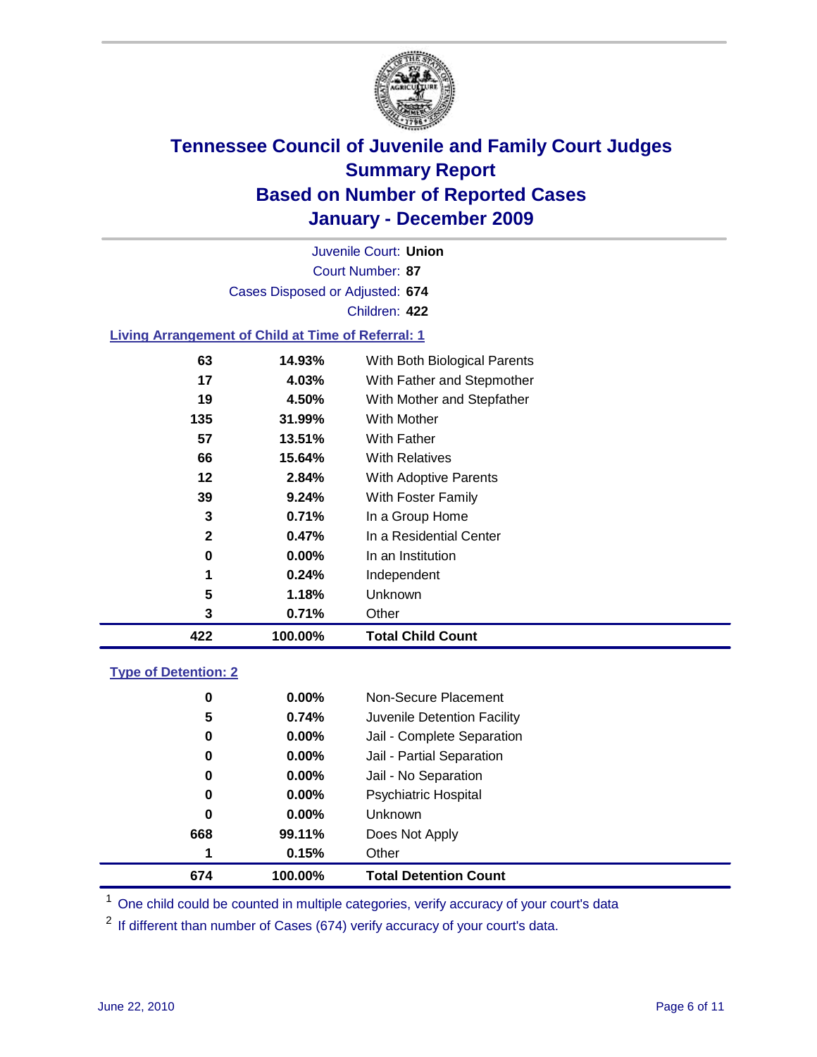# Tennessee Council of Juvenile and Family Court Judges
## Summary Report
## Based on Number of Reported Cases
## January - December 2009

Juvenile Court: **Union**

Court Number: **87**

Cases Disposed or Adjusted: **674**

Children: **422**

### Living Arrangement of Child at Time of Referral: 1

| Count | Percent | Category |
|---|---|---|
| 63 | 14.93% | With Both Biological Parents |
| 17 | 4.03% | With Father and Stepmother |
| 19 | 4.50% | With Mother and Stepfather |
| 135 | 31.99% | With Mother |
| 57 | 13.51% | With Father |
| 66 | 15.64% | With Relatives |
| 12 | 2.84% | With Adoptive Parents |
| 39 | 9.24% | With Foster Family |
| 3 | 0.71% | In a Group Home |
| 2 | 0.47% | In a Residential Center |
| 0 | 0.00% | In an Institution |
| 1 | 0.24% | Independent |
| 5 | 1.18% | Unknown |
| 3 | 0.71% | Other |
| **422** | **100.00%** | **Total Child Count** |

### Type of Detention: 2

| Count | Percent | Category |
|---|---|---|
| 0 | 0.00% | Non-Secure Placement |
| 5 | 0.74% | Juvenile Detention Facility |
| 0 | 0.00% | Jail - Complete Separation |
| 0 | 0.00% | Jail - Partial Separation |
| 0 | 0.00% | Jail - No Separation |
| 0 | 0.00% | Psychiatric Hospital |
| 0 | 0.00% | Unknown |
| 668 | 99.11% | Does Not Apply |
| 1 | 0.15% | Other |
| **674** | **100.00%** | **Total Detention Count** |

[1] One child could be counted in multiple categories, verify accuracy of your court's data

[2] If different than number of Cases (674) verify accuracy of your court's data.

June 22, 2010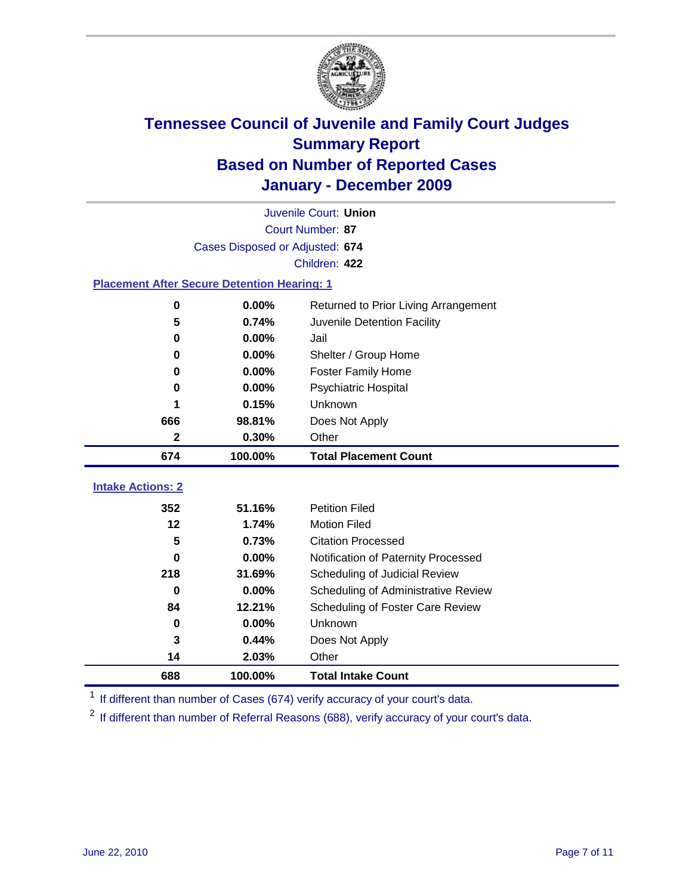# Tennessee Council of Juvenile and Family Court Judges
## Summary Report
## Based on Number of Reported Cases
## January - December 2009

Juvenile Court: **Union**

Court Number: **87**

Cases Disposed or Adjusted: **674**

Children: **422**

### Placement After Secure Detention Hearing: 1

| | | |
|---|---|---|
| 0 | 0.00% | Returned to Prior Living Arrangement |
| 5 | 0.74% | Juvenile Detention Facility |
| 0 | 0.00% | Jail |
| 0 | 0.00% | Shelter / Group Home |
| 0 | 0.00% | Foster Family Home |
| 0 | 0.00% | Psychiatric Hospital |
| 1 | 0.15% | Unknown |
| 666 | 98.81% | Does Not Apply |
| 2 | 0.30% | Other |
| **674** | **100.00%** | **Total Placement Count** |

### Intake Actions: 2

| | | |
|---|---|---|
| 352 | 51.16% | Petition Filed |
| 12 | 1.74% | Motion Filed |
| 5 | 0.73% | Citation Processed |
| 0 | 0.00% | Notification of Paternity Processed |
| 218 | 31.69% | Scheduling of Judicial Review |
| 0 | 0.00% | Scheduling of Administrative Review |
| 84 | 12.21% | Scheduling of Foster Care Review |
| 0 | 0.00% | Unknown |
| 3 | 0.44% | Does Not Apply |
| 14 | 2.03% | Other |
| **688** | **100.00%** | **Total Intake Count** |

[1] If different than number of Cases (674) verify accuracy of your court's data.

[2] If different than number of Referral Reasons (688), verify accuracy of your court's data.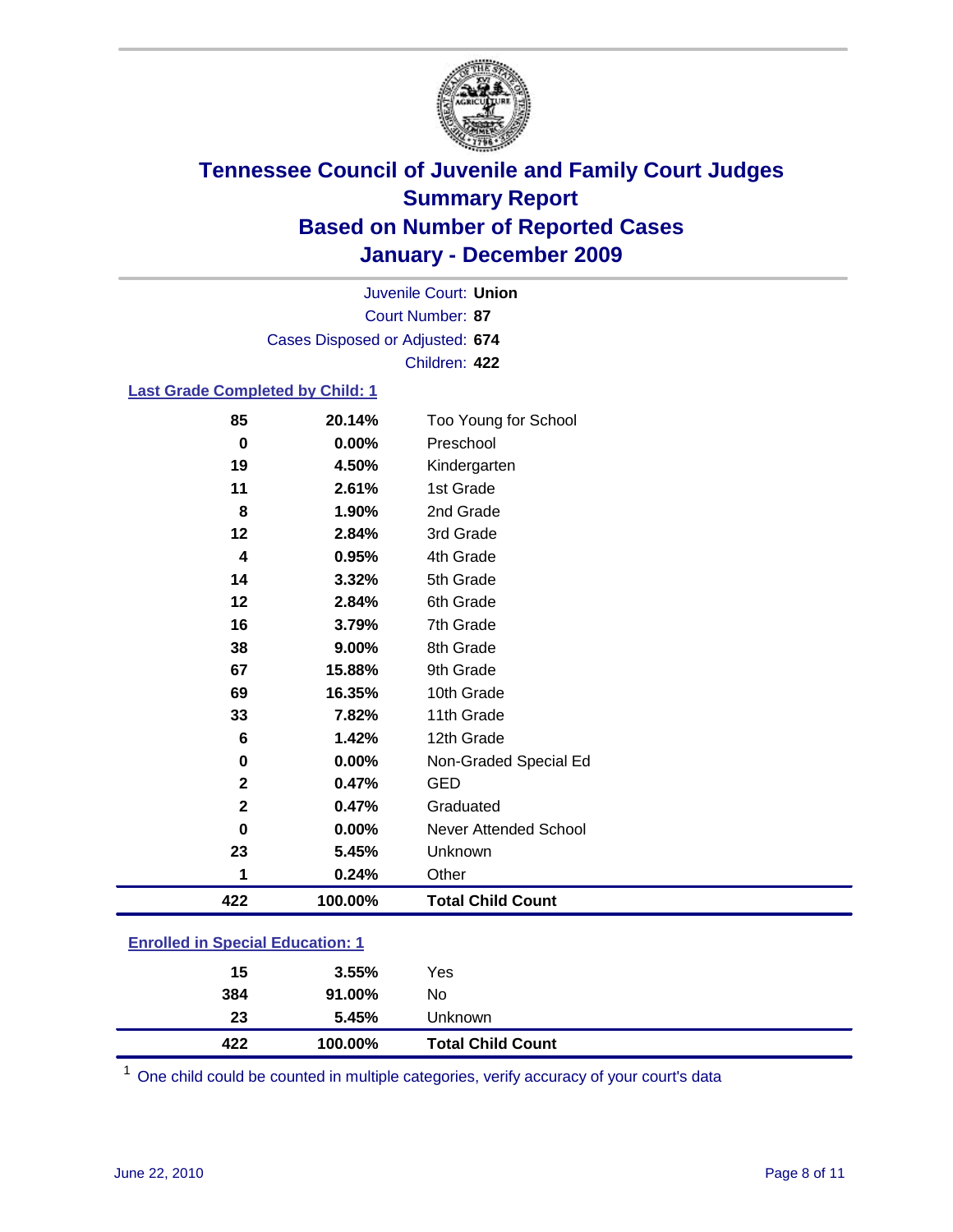# Tennessee Council of Juvenile and Family Court Judges
## Summary Report
## Based on Number of Reported Cases
## January - December 2009

Juvenile Court: **Union**
Court Number: **87**
Cases Disposed or Adjusted: **674**
Children: **422**

### Last Grade Completed by Child: 1

| Count | Percent | Category |
|---|---|---|
| 85 | 20.14% | Too Young for School |
| 0 | 0.00% | Preschool |
| 19 | 4.50% | Kindergarten |
| 11 | 2.61% | 1st Grade |
| 8 | 1.90% | 2nd Grade |
| 12 | 2.84% | 3rd Grade |
| 4 | 0.95% | 4th Grade |
| 14 | 3.32% | 5th Grade |
| 12 | 2.84% | 6th Grade |
| 16 | 3.79% | 7th Grade |
| 38 | 9.00% | 8th Grade |
| 67 | 15.88% | 9th Grade |
| 69 | 16.35% | 10th Grade |
| 33 | 7.82% | 11th Grade |
| 6 | 1.42% | 12th Grade |
| 0 | 0.00% | Non-Graded Special Ed |
| 2 | 0.47% | GED |
| 2 | 0.47% | Graduated |
| 0 | 0.00% | Never Attended School |
| 23 | 5.45% | Unknown |
| 1 | 0.24% | Other |
| **422** | **100.00%** | **Total Child Count** |

### Enrolled in Special Education: 1

| Count | Percent | Category |
|---|---|---|
| 15 | 3.55% | Yes |
| 384 | 91.00% | No |
| 23 | 5.45% | Unknown |
| **422** | **100.00%** | **Total Child Count** |

[1] One child could be counted in multiple categories, verify accuracy of your court's data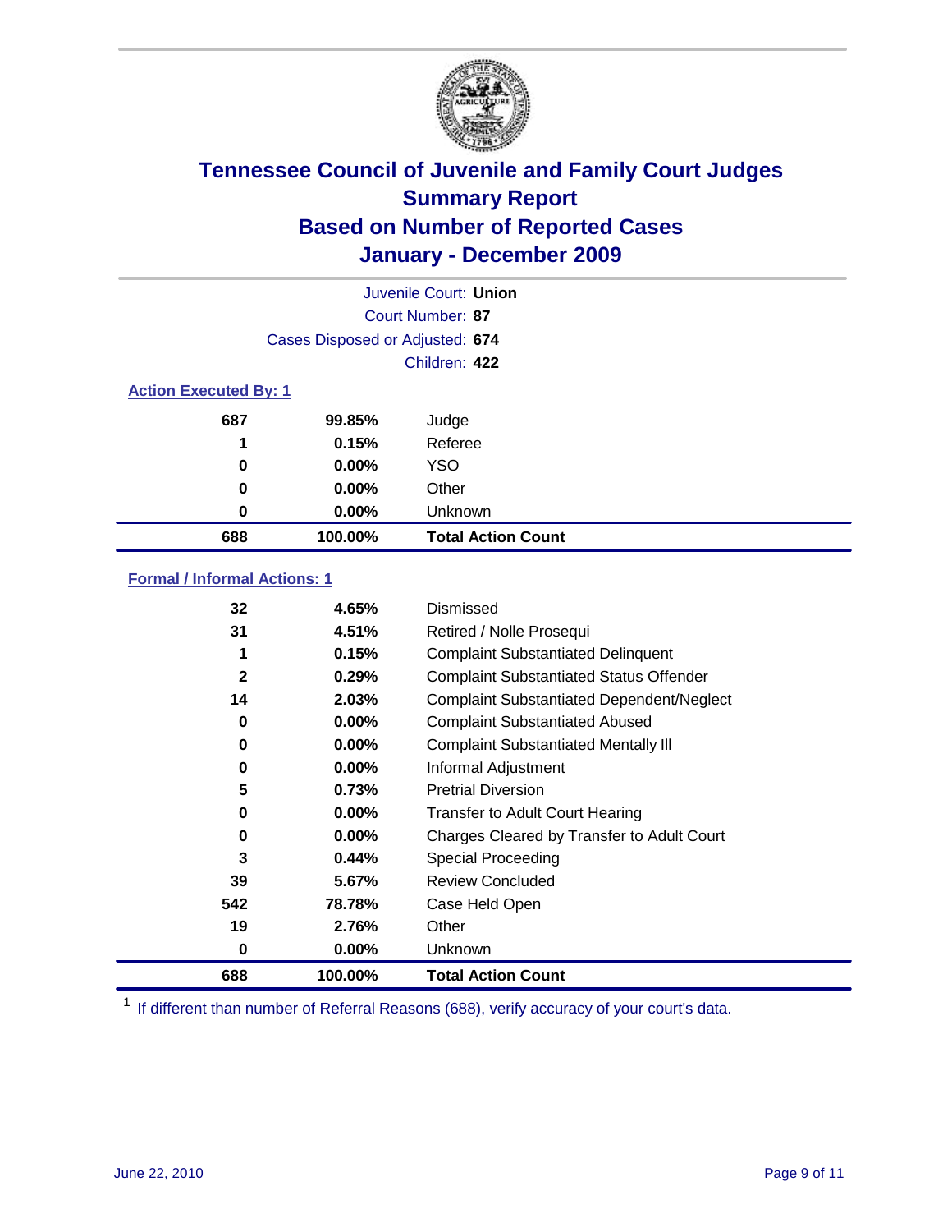# Tennessee Council of Juvenile and Family Court Judges
## Summary Report
## Based on Number of Reported Cases
## January - December 2009

Juvenile Court: **Union**
Court Number: **87**
Cases Disposed or Adjusted: **674**
Children: **422**

### Action Executed By: 1

| | | |
|---|---|---|
| 687 | 99.85% | Judge |
| 1 | 0.15% | Referee |
| 0 | 0.00% | YSO |
| 0 | 0.00% | Other |
| 0 | 0.00% | Unknown |
| **688** | **100.00%** | **Total Action Count** |

### Formal / Informal Actions: 1

| | | |
|---|---|---|
| 32 | 4.65% | Dismissed |
| 31 | 4.51% | Retired / Nolle Prosequi |
| 1 | 0.15% | Complaint Substantiated Delinquent |
| 2 | 0.29% | Complaint Substantiated Status Offender |
| 14 | 2.03% | Complaint Substantiated Dependent/Neglect |
| 0 | 0.00% | Complaint Substantiated Abused |
| 0 | 0.00% | Complaint Substantiated Mentally Ill |
| 0 | 0.00% | Informal Adjustment |
| 5 | 0.73% | Pretrial Diversion |
| 0 | 0.00% | Transfer to Adult Court Hearing |
| 0 | 0.00% | Charges Cleared by Transfer to Adult Court |
| 3 | 0.44% | Special Proceeding |
| 39 | 5.67% | Review Concluded |
| 542 | 78.78% | Case Held Open |
| 19 | 2.76% | Other |
| 0 | 0.00% | Unknown |
| **688** | **100.00%** | **Total Action Count** |

[1] If different than number of Referral Reasons (688), verify accuracy of your court's data.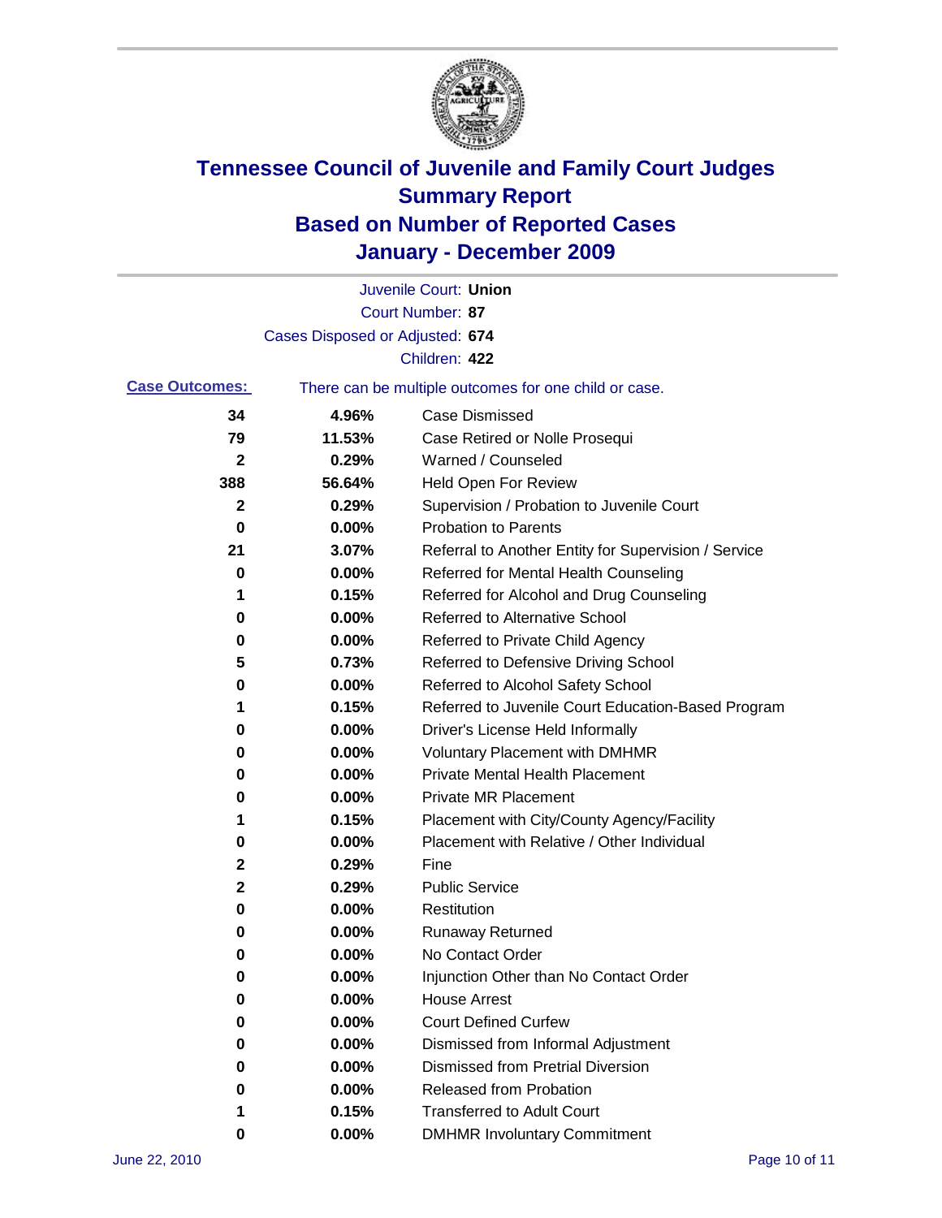# Tennessee Council of Juvenile and Family Court Judges
## Summary Report
## Based on Number of Reported Cases
## January - December 2009

Juvenile Court: **Union**
Court Number: **87**
Cases Disposed or Adjusted: **674**
Children: **422**

**Case Outcomes:** There can be multiple outcomes for one child or case.

| Count | Percent | Outcome |
|---|---|---|
| 34 | 4.96% | Case Dismissed |
| 79 | 11.53% | Case Retired or Nolle Prosequi |
| 2 | 0.29% | Warned / Counseled |
| 388 | 56.64% | Held Open For Review |
| 2 | 0.29% | Supervision / Probation to Juvenile Court |
| 0 | 0.00% | Probation to Parents |
| 21 | 3.07% | Referral to Another Entity for Supervision / Service |
| 0 | 0.00% | Referred for Mental Health Counseling |
| 1 | 0.15% | Referred for Alcohol and Drug Counseling |
| 0 | 0.00% | Referred to Alternative School |
| 0 | 0.00% | Referred to Private Child Agency |
| 5 | 0.73% | Referred to Defensive Driving School |
| 0 | 0.00% | Referred to Alcohol Safety School |
| 1 | 0.15% | Referred to Juvenile Court Education-Based Program |
| 0 | 0.00% | Driver's License Held Informally |
| 0 | 0.00% | Voluntary Placement with DMHMR |
| 0 | 0.00% | Private Mental Health Placement |
| 0 | 0.00% | Private MR Placement |
| 1 | 0.15% | Placement with City/County Agency/Facility |
| 0 | 0.00% | Placement with Relative / Other Individual |
| 2 | 0.29% | Fine |
| 2 | 0.29% | Public Service |
| 0 | 0.00% | Restitution |
| 0 | 0.00% | Runaway Returned |
| 0 | 0.00% | No Contact Order |
| 0 | 0.00% | Injunction Other than No Contact Order |
| 0 | 0.00% | House Arrest |
| 0 | 0.00% | Court Defined Curfew |
| 0 | 0.00% | Dismissed from Informal Adjustment |
| 0 | 0.00% | Dismissed from Pretrial Diversion |
| 0 | 0.00% | Released from Probation |
| 1 | 0.15% | Transferred to Adult Court |
| 0 | 0.00% | DMHMR Involuntary Commitment |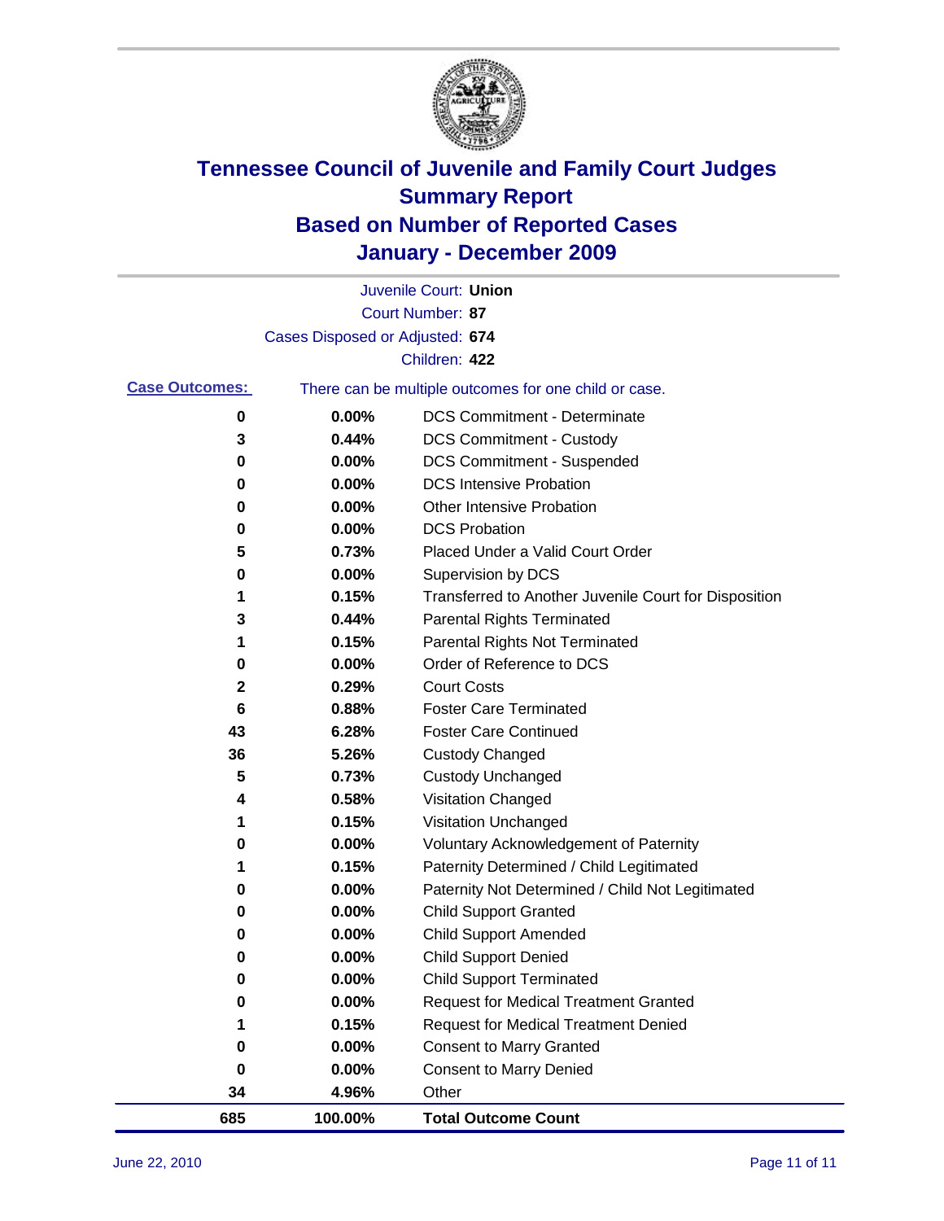# Tennessee Council of Juvenile and Family Court Judges
## Summary Report
## Based on Number of Reported Cases
## January - December 2009

Juvenile Court: **Union**
Court Number: **87**
Cases Disposed or Adjusted: **674**
Children: **422**

**Case Outcomes:** There can be multiple outcomes for one child or case.

| | | |
|---|---|---|
| 0 | 0.00% | DCS Commitment - Determinate |
| 3 | 0.44% | DCS Commitment - Custody |
| 0 | 0.00% | DCS Commitment - Suspended |
| 0 | 0.00% | DCS Intensive Probation |
| 0 | 0.00% | Other Intensive Probation |
| 0 | 0.00% | DCS Probation |
| 5 | 0.73% | Placed Under a Valid Court Order |
| 0 | 0.00% | Supervision by DCS |
| 1 | 0.15% | Transferred to Another Juvenile Court for Disposition |
| 3 | 0.44% | Parental Rights Terminated |
| 1 | 0.15% | Parental Rights Not Terminated |
| 0 | 0.00% | Order of Reference to DCS |
| 2 | 0.29% | Court Costs |
| 6 | 0.88% | Foster Care Terminated |
| 43 | 6.28% | Foster Care Continued |
| 36 | 5.26% | Custody Changed |
| 5 | 0.73% | Custody Unchanged |
| 4 | 0.58% | Visitation Changed |
| 1 | 0.15% | Visitation Unchanged |
| 0 | 0.00% | Voluntary Acknowledgement of Paternity |
| 1 | 0.15% | Paternity Determined / Child Legitimated |
| 0 | 0.00% | Paternity Not Determined / Child Not Legitimated |
| 0 | 0.00% | Child Support Granted |
| 0 | 0.00% | Child Support Amended |
| 0 | 0.00% | Child Support Denied |
| 0 | 0.00% | Child Support Terminated |
| 0 | 0.00% | Request for Medical Treatment Granted |
| 1 | 0.15% | Request for Medical Treatment Denied |
| 0 | 0.00% | Consent to Marry Granted |
| 0 | 0.00% | Consent to Marry Denied |
| 34 | 4.96% | Other |
| **685** | **100.00%** | **Total Outcome Count** |

June 22, 2010